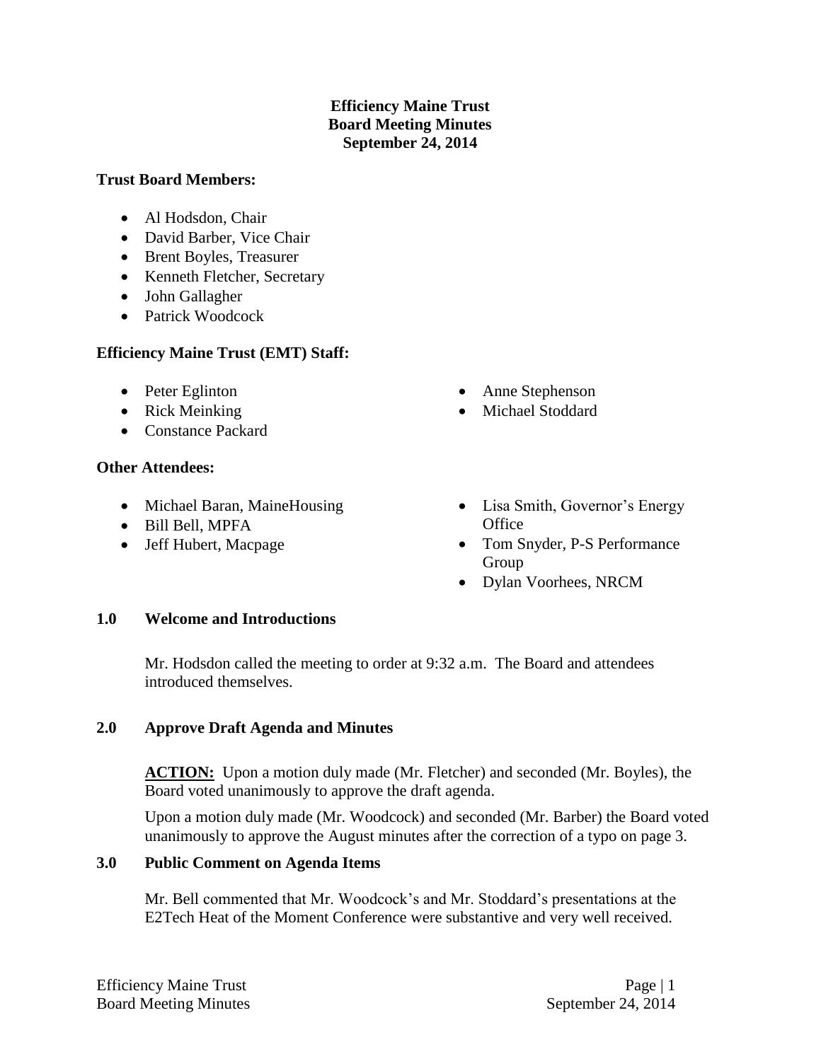# Efficiency Maine Trust
# Board Meeting Minutes
# September 24, 2014

**Trust Board Members:**

- Al Hodsdon, Chair
- David Barber, Vice Chair
- Brent Boyles, Treasurer
- Kenneth Fletcher, Secretary
- John Gallagher
- Patrick Woodcock

**Efficiency Maine Trust (EMT) Staff:**

- Peter Eglinton
- Rick Meinking
- Constance Packard
- Anne Stephenson
- Michael Stoddard

**Other Attendees:**

- Michael Baran, MaineHousing
- Bill Bell, MPFA
- Jeff Hubert, Macpage
- Lisa Smith, Governor's Energy Office
- Tom Snyder, P-S Performance Group
- Dylan Voorhees, NRCM

## 1.0 Welcome and Introductions

Mr. Hodsdon called the meeting to order at 9:32 a.m. The Board and attendees introduced themselves.

## 2.0 Approve Draft Agenda and Minutes

**ACTION:** Upon a motion duly made (Mr. Fletcher) and seconded (Mr. Boyles), the Board voted unanimously to approve the draft agenda.

Upon a motion duly made (Mr. Woodcock) and seconded (Mr. Barber) the Board voted unanimously to approve the August minutes after the correction of a typo on page 3.

## 3.0 Public Comment on Agenda Items

Mr. Bell commented that Mr. Woodcock's and Mr. Stoddard's presentations at the E2Tech Heat of the Moment Conference were substantive and very well received.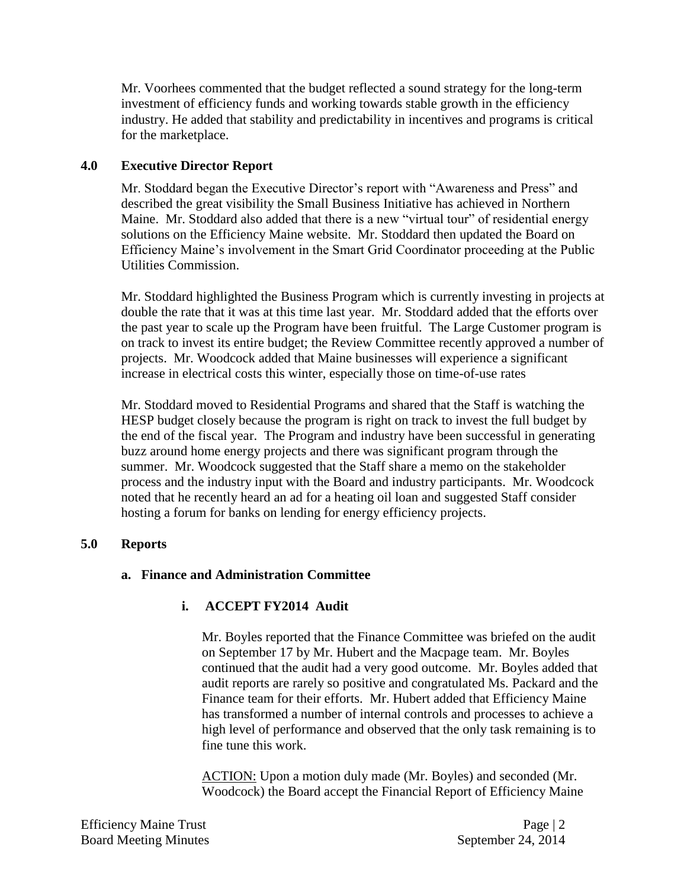Mr. Voorhees commented that the budget reflected a sound strategy for the long-term investment of efficiency funds and working towards stable growth in the efficiency industry. He added that stability and predictability in incentives and programs is critical for the marketplace.

## 4.0 Executive Director Report

Mr. Stoddard began the Executive Director's report with "Awareness and Press" and described the great visibility the Small Business Initiative has achieved in Northern Maine. Mr. Stoddard also added that there is a new "virtual tour" of residential energy solutions on the Efficiency Maine website. Mr. Stoddard then updated the Board on Efficiency Maine's involvement in the Smart Grid Coordinator proceeding at the Public Utilities Commission.

Mr. Stoddard highlighted the Business Program which is currently investing in projects at double the rate that it was at this time last year. Mr. Stoddard added that the efforts over the past year to scale up the Program have been fruitful. The Large Customer program is on track to invest its entire budget; the Review Committee recently approved a number of projects. Mr. Woodcock added that Maine businesses will experience a significant increase in electrical costs this winter, especially those on time-of-use rates

Mr. Stoddard moved to Residential Programs and shared that the Staff is watching the HESP budget closely because the program is right on track to invest the full budget by the end of the fiscal year. The Program and industry have been successful in generating buzz around home energy projects and there was significant program through the summer. Mr. Woodcock suggested that the Staff share a memo on the stakeholder process and the industry input with the Board and industry participants. Mr. Woodcock noted that he recently heard an ad for a heating oil loan and suggested Staff consider hosting a forum for banks on lending for energy efficiency projects.

## 5.0 Reports

### a. Finance and Administration Committee

#### i. ACCEPT FY2014 Audit

Mr. Boyles reported that the Finance Committee was briefed on the audit on September 17 by Mr. Hubert and the Macpage team. Mr. Boyles continued that the audit had a very good outcome. Mr. Boyles added that audit reports are rarely so positive and congratulated Ms. Packard and the Finance team for their efforts. Mr. Hubert added that Efficiency Maine has transformed a number of internal controls and processes to achieve a high level of performance and observed that the only task remaining is to fine tune this work.

ACTION: Upon a motion duly made (Mr. Boyles) and seconded (Mr. Woodcock) the Board accept the Financial Report of Efficiency Maine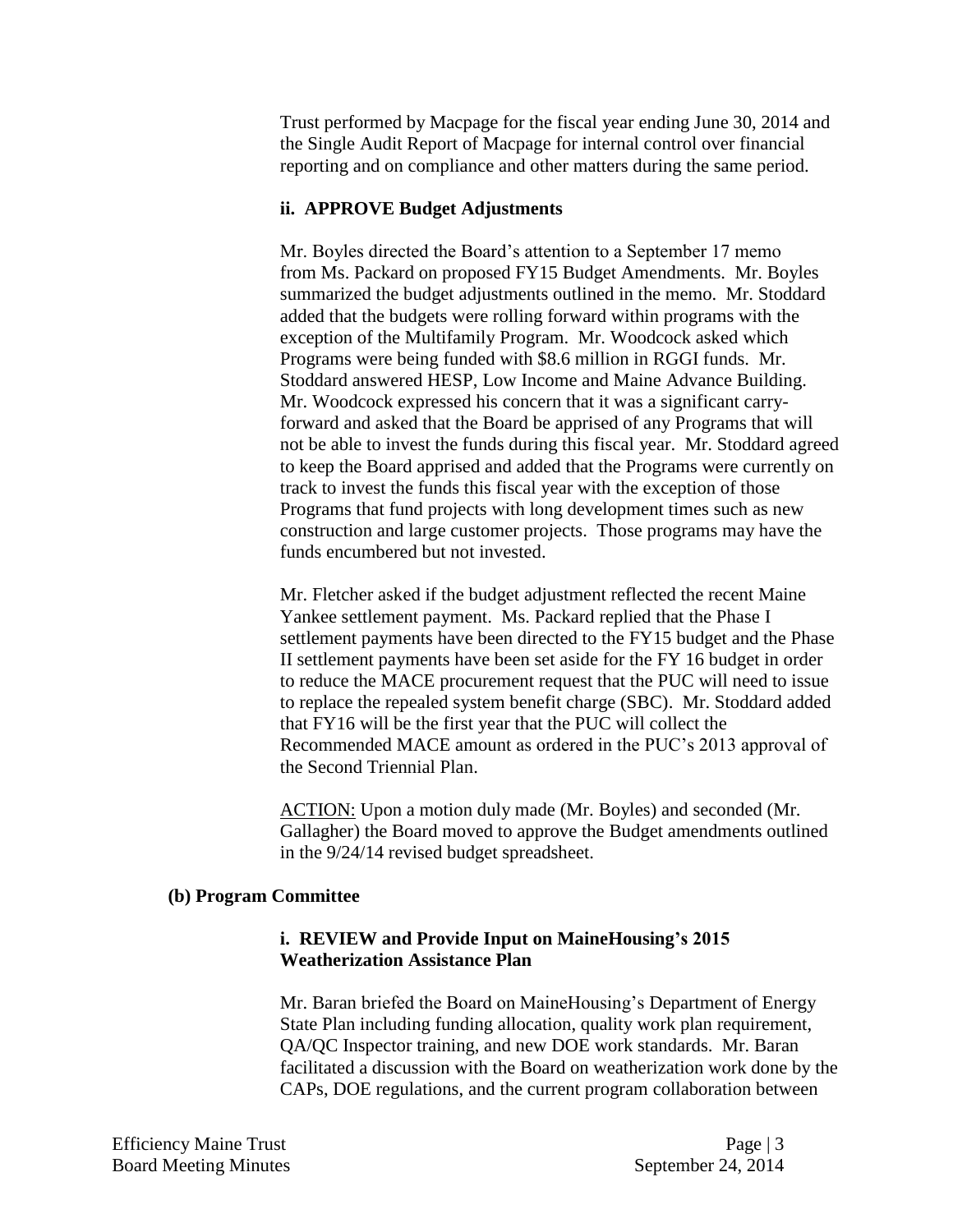Trust performed by Macpage for the fiscal year ending June 30, 2014 and the Single Audit Report of Macpage for internal control over financial reporting and on compliance and other matters during the same period.

**ii. APPROVE Budget Adjustments**

Mr. Boyles directed the Board's attention to a September 17 memo from Ms. Packard on proposed FY15 Budget Amendments. Mr. Boyles summarized the budget adjustments outlined in the memo. Mr. Stoddard added that the budgets were rolling forward within programs with the exception of the Multifamily Program. Mr. Woodcock asked which Programs were being funded with $8.6 million in RGGI funds. Mr. Stoddard answered HESP, Low Income and Maine Advance Building. Mr. Woodcock expressed his concern that it was a significant carry-forward and asked that the Board be apprised of any Programs that will not be able to invest the funds during this fiscal year. Mr. Stoddard agreed to keep the Board apprised and added that the Programs were currently on track to invest the funds this fiscal year with the exception of those Programs that fund projects with long development times such as new construction and large customer projects. Those programs may have the funds encumbered but not invested.

Mr. Fletcher asked if the budget adjustment reflected the recent Maine Yankee settlement payment. Ms. Packard replied that the Phase I settlement payments have been directed to the FY15 budget and the Phase II settlement payments have been set aside for the FY 16 budget in order to reduce the MACE procurement request that the PUC will need to issue to replace the repealed system benefit charge (SBC). Mr. Stoddard added that FY16 will be the first year that the PUC will collect the Recommended MACE amount as ordered in the PUC's 2013 approval of the Second Triennial Plan.

ACTION: Upon a motion duly made (Mr. Boyles) and seconded (Mr. Gallagher) the Board moved to approve the Budget amendments outlined in the 9/24/14 revised budget spreadsheet.

**(b) Program Committee**

**i. REVIEW and Provide Input on MaineHousing's 2015 Weatherization Assistance Plan**

Mr. Baran briefed the Board on MaineHousing's Department of Energy State Plan including funding allocation, quality work plan requirement, QA/QC Inspector training, and new DOE work standards. Mr. Baran facilitated a discussion with the Board on weatherization work done by the CAPs, DOE regulations, and the current program collaboration between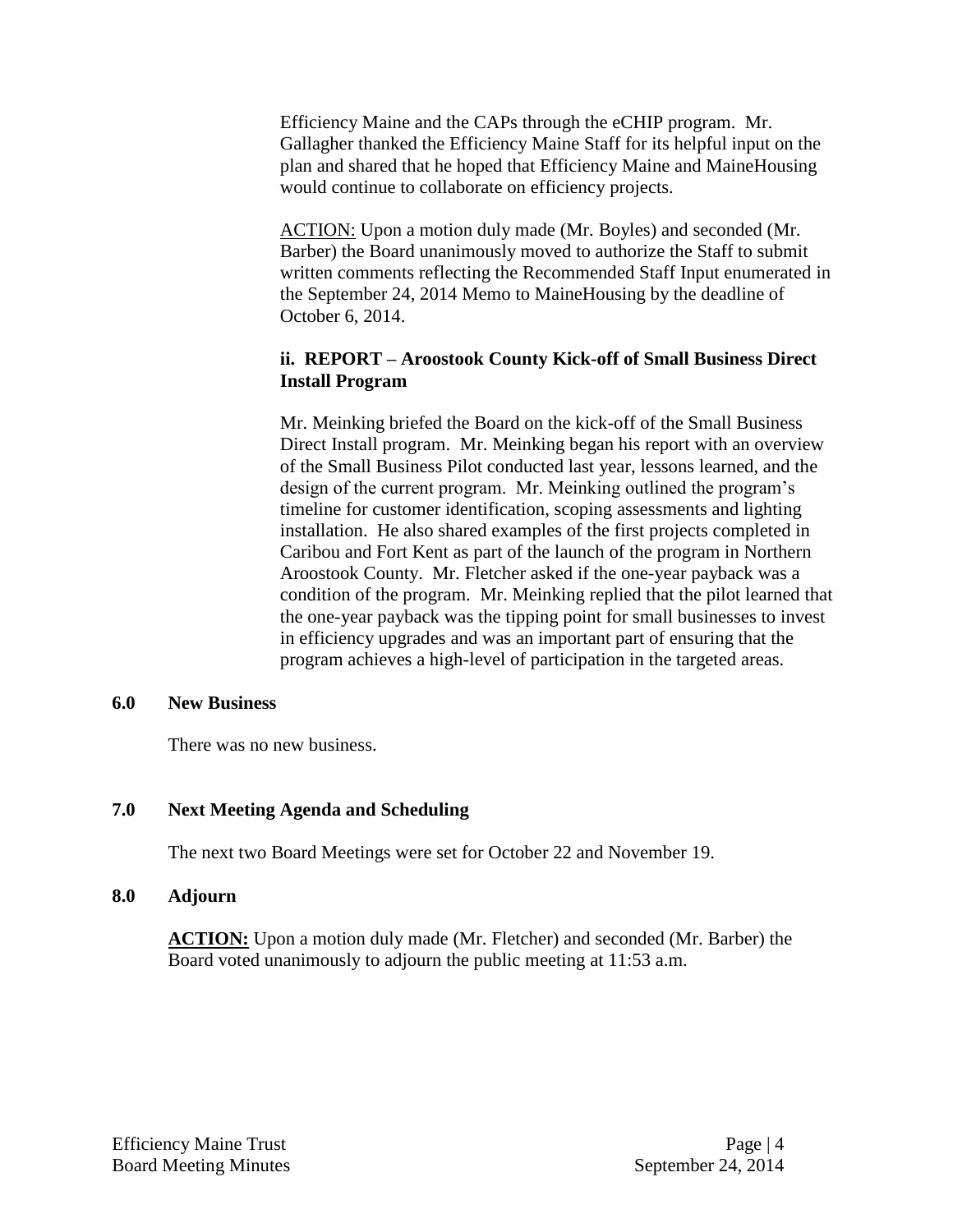Efficiency Maine and the CAPs through the eCHIP program. Mr. Gallagher thanked the Efficiency Maine Staff for its helpful input on the plan and shared that he hoped that Efficiency Maine and MaineHousing would continue to collaborate on efficiency projects.

ACTION: Upon a motion duly made (Mr. Boyles) and seconded (Mr. Barber) the Board unanimously moved to authorize the Staff to submit written comments reflecting the Recommended Staff Input enumerated in the September 24, 2014 Memo to MaineHousing by the deadline of October 6, 2014.

**ii. REPORT – Aroostook County Kick-off of Small Business Direct Install Program**

Mr. Meinking briefed the Board on the kick-off of the Small Business Direct Install program. Mr. Meinking began his report with an overview of the Small Business Pilot conducted last year, lessons learned, and the design of the current program. Mr. Meinking outlined the program's timeline for customer identification, scoping assessments and lighting installation. He also shared examples of the first projects completed in Caribou and Fort Kent as part of the launch of the program in Northern Aroostook County. Mr. Fletcher asked if the one-year payback was a condition of the program. Mr. Meinking replied that the pilot learned that the one-year payback was the tipping point for small businesses to invest in efficiency upgrades and was an important part of ensuring that the program achieves a high-level of participation in the targeted areas.

## 6.0 New Business

There was no new business.

## 7.0 Next Meeting Agenda and Scheduling

The next two Board Meetings were set for October 22 and November 19.

## 8.0 Adjourn

**ACTION:** Upon a motion duly made (Mr. Fletcher) and seconded (Mr. Barber) the Board voted unanimously to adjourn the public meeting at 11:53 a.m.